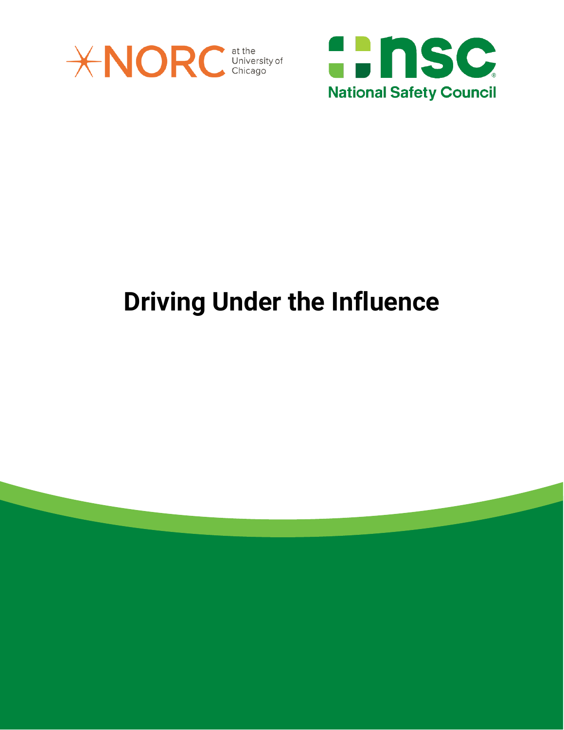NORC at the University of Chicago

National Safety Council

# Driving Under the Influence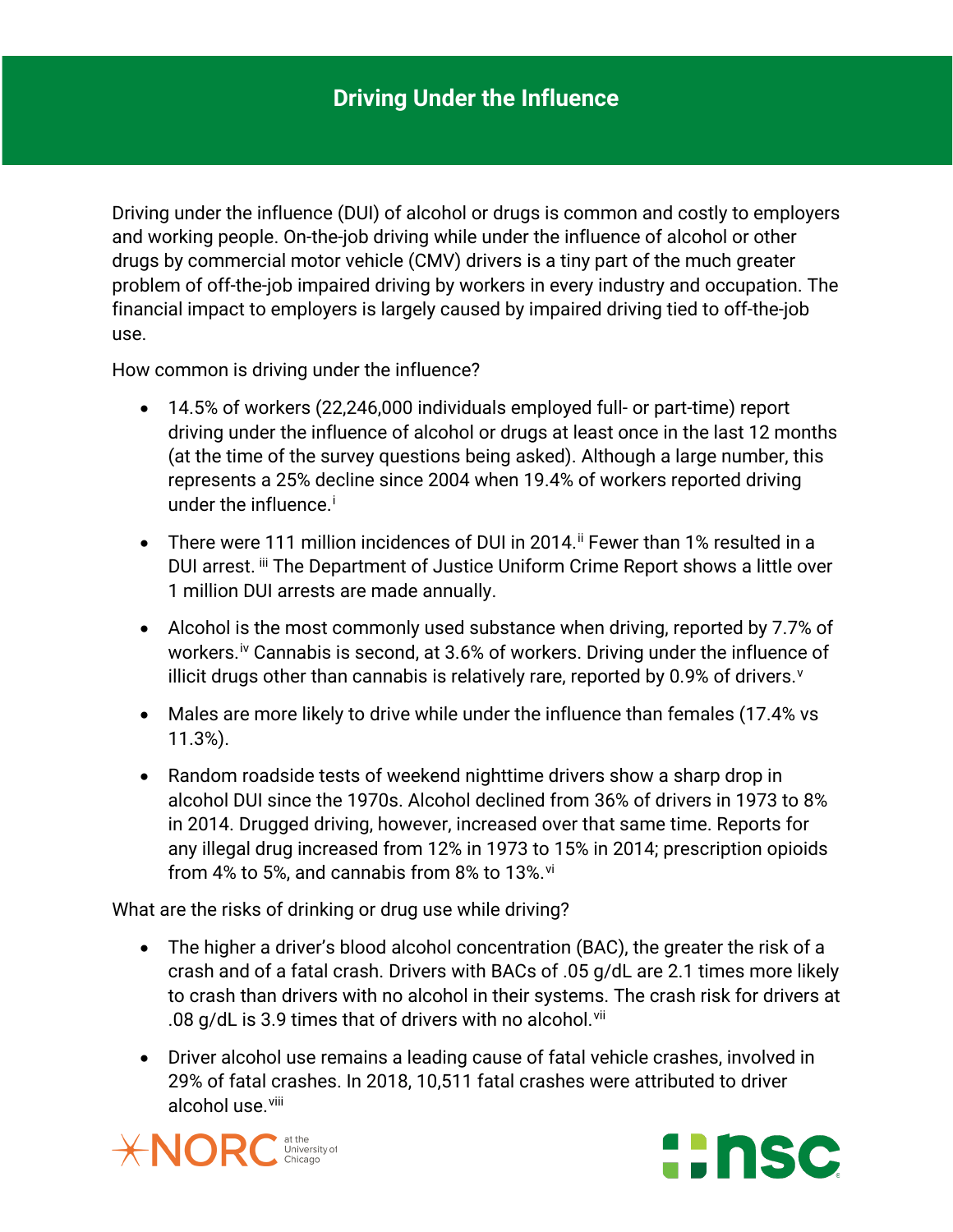# Driving Under the Influence

Driving under the influence (DUI) of alcohol or drugs is common and costly to employers and working people. On-the-job driving while under the influence of alcohol or other drugs by commercial motor vehicle (CMV) drivers is a tiny part of the much greater problem of off-the-job impaired driving by workers in every industry and occupation. The financial impact to employers is largely caused by impaired driving tied to off-the-job use.

How common is driving under the influence?

- 14.5% of workers (22,246,000 individuals employed full- or part-time) report driving under the influence of alcohol or drugs at least once in the last 12 months (at the time of the survey questions being asked). Although a large number, this represents a 25% decline since 2004 when 19.4% of workers reported driving under the influence.[i]
- There were 111 million incidences of DUI in 2014.[ii] Fewer than 1% resulted in a DUI arrest. [iii] The Department of Justice Uniform Crime Report shows a little over 1 million DUI arrests are made annually.
- Alcohol is the most commonly used substance when driving, reported by 7.7% of workers.[iv] Cannabis is second, at 3.6% of workers. Driving under the influence of illicit drugs other than cannabis is relatively rare, reported by 0.9% of drivers.[v]
- Males are more likely to drive while under the influence than females (17.4% vs 11.3%).
- Random roadside tests of weekend nighttime drivers show a sharp drop in alcohol DUI since the 1970s. Alcohol declined from 36% of drivers in 1973 to 8% in 2014. Drugged driving, however, increased over that same time. Reports for any illegal drug increased from 12% in 1973 to 15% in 2014; prescription opioids from 4% to 5%, and cannabis from 8% to 13%.[vi]

What are the risks of drinking or drug use while driving?

- The higher a driver's blood alcohol concentration (BAC), the greater the risk of a crash and of a fatal crash. Drivers with BACs of .05 g/dL are 2.1 times more likely to crash than drivers with no alcohol in their systems. The crash risk for drivers at .08 g/dL is 3.9 times that of drivers with no alcohol.[vii]
- Driver alcohol use remains a leading cause of fatal vehicle crashes, involved in 29% of fatal crashes. In 2018, 10,511 fatal crashes were attributed to driver alcohol use.[viii]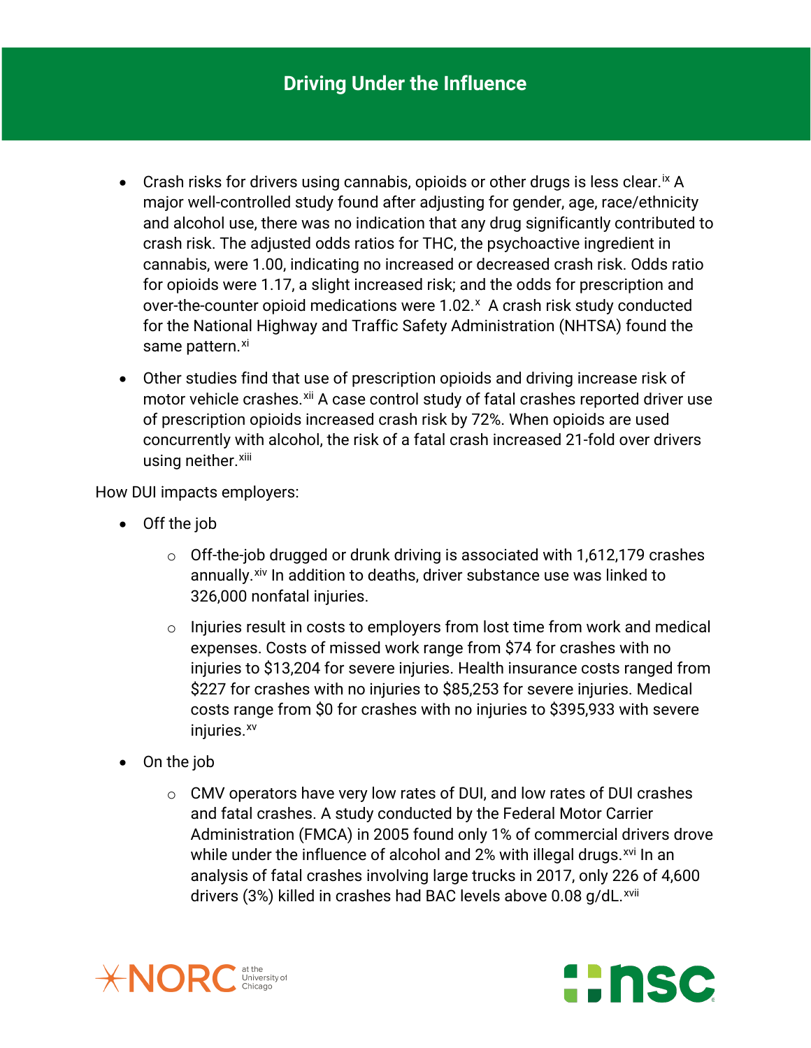# Driving Under the Influence

- Crash risks for drivers using cannabis, opioids or other drugs is less clear.[ix] A major well-controlled study found after adjusting for gender, age, race/ethnicity and alcohol use, there was no indication that any drug significantly contributed to crash risk. The adjusted odds ratios for THC, the psychoactive ingredient in cannabis, were 1.00, indicating no increased or decreased crash risk. Odds ratio for opioids were 1.17, a slight increased risk; and the odds for prescription and over-the-counter opioid medications were 1.02.[x] A crash risk study conducted for the National Highway and Traffic Safety Administration (NHTSA) found the same pattern.[xi]
- Other studies find that use of prescription opioids and driving increase risk of motor vehicle crashes.[xii] A case control study of fatal crashes reported driver use of prescription opioids increased crash risk by 72%. When opioids are used concurrently with alcohol, the risk of a fatal crash increased 21-fold over drivers using neither.[xiii]

How DUI impacts employers:

- Off the job
  - Off-the-job drugged or drunk driving is associated with 1,612,179 crashes annually.[xiv] In addition to deaths, driver substance use was linked to 326,000 nonfatal injuries.
  - Injuries result in costs to employers from lost time from work and medical expenses. Costs of missed work range from $74 for crashes with no injuries to $13,204 for severe injuries. Health insurance costs ranged from $227 for crashes with no injuries to $85,253 for severe injuries. Medical costs range from $0 for crashes with no injuries to $395,933 with severe injuries.[xv]
- On the job
  - CMV operators have very low rates of DUI, and low rates of DUI crashes and fatal crashes. A study conducted by the Federal Motor Carrier Administration (FMCA) in 2005 found only 1% of commercial drivers drove while under the influence of alcohol and 2% with illegal drugs.[xvi] In an analysis of fatal crashes involving large trucks in 2017, only 226 of 4,600 drivers (3%) killed in crashes had BAC levels above 0.08 g/dL.[xvii]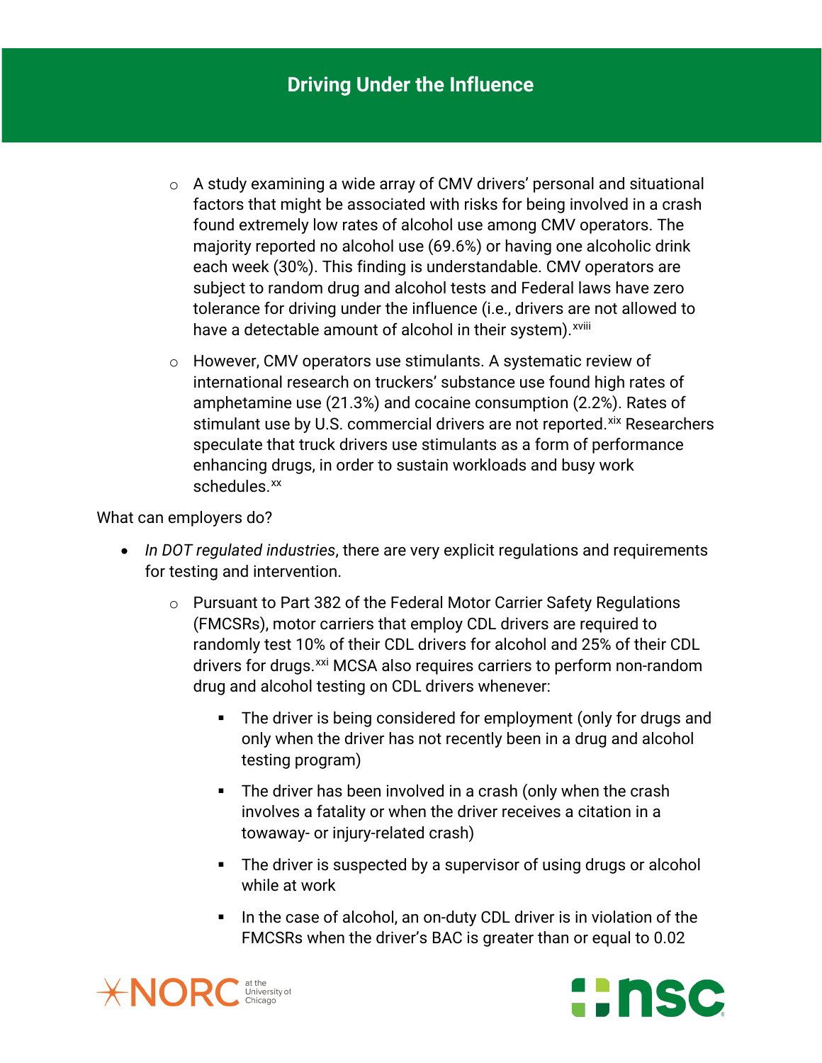## Driving Under the Influence

  - A study examining a wide array of CMV drivers' personal and situational factors that might be associated with risks for being involved in a crash found extremely low rates of alcohol use among CMV operators. The majority reported no alcohol use (69.6%) or having one alcoholic drink each week (30%). This finding is understandable. CMV operators are subject to random drug and alcohol tests and Federal laws have zero tolerance for driving under the influence (i.e., drivers are not allowed to have a detectable amount of alcohol in their system).[xviii]
  - However, CMV operators use stimulants. A systematic review of international research on truckers' substance use found high rates of amphetamine use (21.3%) and cocaine consumption (2.2%). Rates of stimulant use by U.S. commercial drivers are not reported.[xix] Researchers speculate that truck drivers use stimulants as a form of performance enhancing drugs, in order to sustain workloads and busy work schedules.[xx]

What can employers do?

- *In DOT regulated industries*, there are very explicit regulations and requirements for testing and intervention.
  - Pursuant to Part 382 of the Federal Motor Carrier Safety Regulations (FMCSRs), motor carriers that employ CDL drivers are required to randomly test 10% of their CDL drivers for alcohol and 25% of their CDL drivers for drugs.[xxi] MCSA also requires carriers to perform non-random drug and alcohol testing on CDL drivers whenever:
    - The driver is being considered for employment (only for drugs and only when the driver has not recently been in a drug and alcohol testing program)
    - The driver has been involved in a crash (only when the crash involves a fatality or when the driver receives a citation in a towaway- or injury-related crash)
    - The driver is suspected by a supervisor of using drugs or alcohol while at work
    - In the case of alcohol, an on-duty CDL driver is in violation of the FMCSRs when the driver's BAC is greater than or equal to 0.02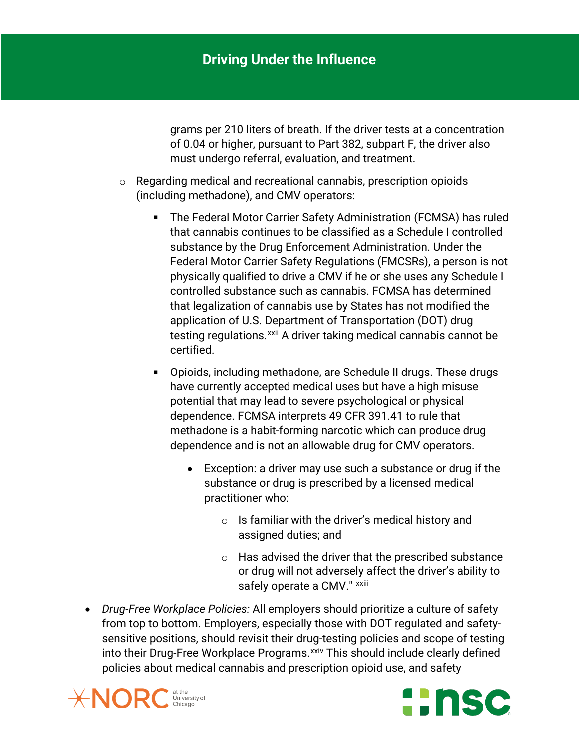grams per 210 liters of breath. If the driver tests at a concentration of 0.04 or higher, pursuant to Part 382, subpart F, the driver also must undergo referral, evaluation, and treatment.

- Regarding medical and recreational cannabis, prescription opioids (including methadone), and CMV operators:
  - The Federal Motor Carrier Safety Administration (FCMSA) has ruled that cannabis continues to be classified as a Schedule I controlled substance by the Drug Enforcement Administration. Under the Federal Motor Carrier Safety Regulations (FMCSRs), a person is not physically qualified to drive a CMV if he or she uses any Schedule I controlled substance such as cannabis. FCMSA has determined that legalization of cannabis use by States has not modified the application of U.S. Department of Transportation (DOT) drug testing regulations.[xxii] A driver taking medical cannabis cannot be certified.
  - Opioids, including methadone, are Schedule II drugs. These drugs have currently accepted medical uses but have a high misuse potential that may lead to severe psychological or physical dependence. FCMSA interprets 49 CFR 391.41 to rule that methadone is a habit-forming narcotic which can produce drug dependence and is not an allowable drug for CMV operators.
    - Exception: a driver may use such a substance or drug if the substance or drug is prescribed by a licensed medical practitioner who:
      - Is familiar with the driver's medical history and assigned duties; and
      - Has advised the driver that the prescribed substance or drug will not adversely affect the driver's ability to safely operate a CMV." [xxiii]

- *Drug-Free Workplace Policies:* All employers should prioritize a culture of safety from top to bottom. Employers, especially those with DOT regulated and safety-sensitive positions, should revisit their drug-testing policies and scope of testing into their Drug-Free Workplace Programs.[xxiv] This should include clearly defined policies about medical cannabis and prescription opioid use, and safety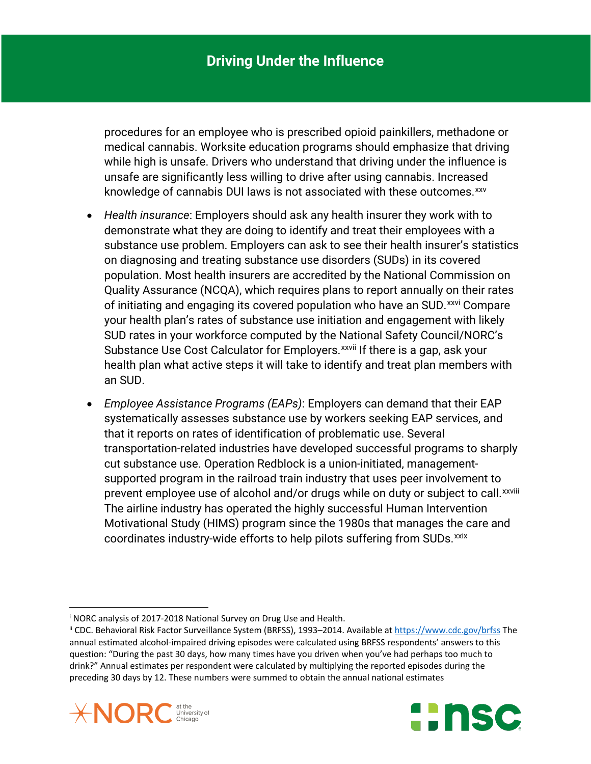procedures for an employee who is prescribed opioid painkillers, methadone or medical cannabis. Worksite education programs should emphasize that driving while high is unsafe. Drivers who understand that driving under the influence is unsafe are significantly less willing to drive after using cannabis. Increased knowledge of cannabis DUI laws is not associated with these outcomes.[xxv]

- *Health insurance*: Employers should ask any health insurer they work with to demonstrate what they are doing to identify and treat their employees with a substance use problem. Employers can ask to see their health insurer's statistics on diagnosing and treating substance use disorders (SUDs) in its covered population. Most health insurers are accredited by the National Commission on Quality Assurance (NCQA), which requires plans to report annually on their rates of initiating and engaging its covered population who have an SUD.[xxvi] Compare your health plan's rates of substance use initiation and engagement with likely SUD rates in your workforce computed by the National Safety Council/NORC's Substance Use Cost Calculator for Employers.[xxvii] If there is a gap, ask your health plan what active steps it will take to identify and treat plan members with an SUD.
- *Employee Assistance Programs (EAPs)*: Employers can demand that their EAP systematically assesses substance use by workers seeking EAP services, and that it reports on rates of identification of problematic use. Several transportation-related industries have developed successful programs to sharply cut substance use. Operation Redblock is a union-initiated, management-supported program in the railroad train industry that uses peer involvement to prevent employee use of alcohol and/or drugs while on duty or subject to call.[xxviii] The airline industry has operated the highly successful Human Intervention Motivational Study (HIMS) program since the 1980s that manages the care and coordinates industry-wide efforts to help pilots suffering from SUDs.[xxix]

---

[i] NORC analysis of 2017-2018 National Survey on Drug Use and Health.

[ii] CDC. Behavioral Risk Factor Surveillance System (BRFSS), 1993–2014. Available at https://www.cdc.gov/brfss The annual estimated alcohol-impaired driving episodes were calculated using BRFSS respondents' answers to this question: "During the past 30 days, how many times have you driven when you've had perhaps too much to drink?" Annual estimates per respondent were calculated by multiplying the reported episodes during the preceding 30 days by 12. These numbers were summed to obtain the annual national estimates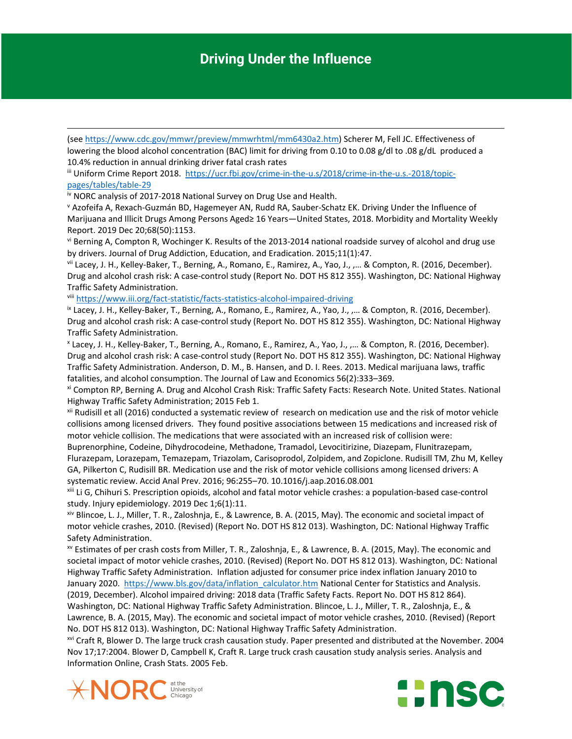(see https://www.cdc.gov/mmwr/preview/mmwrhtml/mm6430a2.htm) Scherer M, Fell JC. Effectiveness of lowering the blood alcohol concentration (BAC) limit for driving from 0.10 to 0.08 g/dl to .08 g/dL produced a 10.4% reduction in annual drinking driver fatal crash rates

[iii] Uniform Crime Report 2018. https://ucr.fbi.gov/crime-in-the-u.s/2018/crime-in-the-u.s.-2018/topic-pages/tables/table-29

[iv] NORC analysis of 2017-2018 National Survey on Drug Use and Health.

[v] Azofeifa A, Rexach-Guzmán BD, Hagemeyer AN, Rudd RA, Sauber-Schatz EK. Driving Under the Influence of Marijuana and Illicit Drugs Among Persons Aged≥ 16 Years—United States, 2018. Morbidity and Mortality Weekly Report. 2019 Dec 20;68(50):1153.

[vi] Berning A, Compton R, Wochinger K. Results of the 2013-2014 national roadside survey of alcohol and drug use by drivers. Journal of Drug Addiction, Education, and Eradication. 2015;11(1):47.

[vii] Lacey, J. H., Kelley-Baker, T., Berning, A., Romano, E., Ramirez, A., Yao, J., ,… & Compton, R. (2016, December). Drug and alcohol crash risk: A case-control study (Report No. DOT HS 812 355). Washington, DC: National Highway Traffic Safety Administration.

[viii] https://www.iii.org/fact-statistic/facts-statistics-alcohol-impaired-driving

[ix] Lacey, J. H., Kelley-Baker, T., Berning, A., Romano, E., Ramirez, A., Yao, J., ,… & Compton, R. (2016, December). Drug and alcohol crash risk: A case-control study (Report No. DOT HS 812 355). Washington, DC: National Highway Traffic Safety Administration.

[x] Lacey, J. H., Kelley-Baker, T., Berning, A., Romano, E., Ramirez, A., Yao, J., ,… & Compton, R. (2016, December). Drug and alcohol crash risk: A case-control study (Report No. DOT HS 812 355). Washington, DC: National Highway Traffic Safety Administration. Anderson, D. M., B. Hansen, and D. I. Rees. 2013. Medical marijuana laws, traffic fatalities, and alcohol consumption. The Journal of Law and Economics 56(2):333–369.

[xi] Compton RP, Berning A. Drug and Alcohol Crash Risk: Traffic Safety Facts: Research Note. United States. National Highway Traffic Safety Administration; 2015 Feb 1.

[xii] Rudisill et all (2016) conducted a systematic review of research on medication use and the risk of motor vehicle collisions among licensed drivers. They found positive associations between 15 medications and increased risk of motor vehicle collision. The medications that were associated with an increased risk of collision were: Buprenorphine, Codeine, Dihydrocodeine, Methadone, Tramadol, Levocitirizine, Diazepam, Flunitrazepam, Flurazepam, Lorazepam, Temazepam, Triazolam, Carisoprodol, Zolpidem, and Zopiclone. Rudisill TM, Zhu M, Kelley GA, Pilkerton C, Rudisill BR. Medication use and the risk of motor vehicle collisions among licensed drivers: A systematic review. Accid Anal Prev. 2016; 96:255–70. 10.1016/j.aap.2016.08.001

[xiii] Li G, Chihuri S. Prescription opioids, alcohol and fatal motor vehicle crashes: a population-based case-control study. Injury epidemiology. 2019 Dec 1;6(1):11.

[xiv] Blincoe, L. J., Miller, T. R., Zaloshnja, E., & Lawrence, B. A. (2015, May). The economic and societal impact of motor vehicle crashes, 2010. (Revised) (Report No. DOT HS 812 013). Washington, DC: National Highway Traffic Safety Administration.

[xv] Estimates of per crash costs from Miller, T. R., Zaloshnja, E., & Lawrence, B. A. (2015, May). The economic and societal impact of motor vehicle crashes, 2010. (Revised) (Report No. DOT HS 812 013). Washington, DC: National Highway Traffic Safety Administration. Inflation adjusted for consumer price index inflation January 2010 to January 2020. https://www.bls.gov/data/inflation_calculator.htm National Center for Statistics and Analysis. (2019, December). Alcohol impaired driving: 2018 data (Traffic Safety Facts. Report No. DOT HS 812 864). Washington, DC: National Highway Traffic Safety Administration. Blincoe, L. J., Miller, T. R., Zaloshnja, E., & Lawrence, B. A. (2015, May). The economic and societal impact of motor vehicle crashes, 2010. (Revised) (Report No. DOT HS 812 013). Washington, DC: National Highway Traffic Safety Administration.

[xvi] Craft R, Blower D. The large truck crash causation study. Paper presented and distributed at the November. 2004 Nov 17;17:2004. Blower D, Campbell K, Craft R. Large truck crash causation study analysis series. Analysis and Information Online, Crash Stats. 2005 Feb.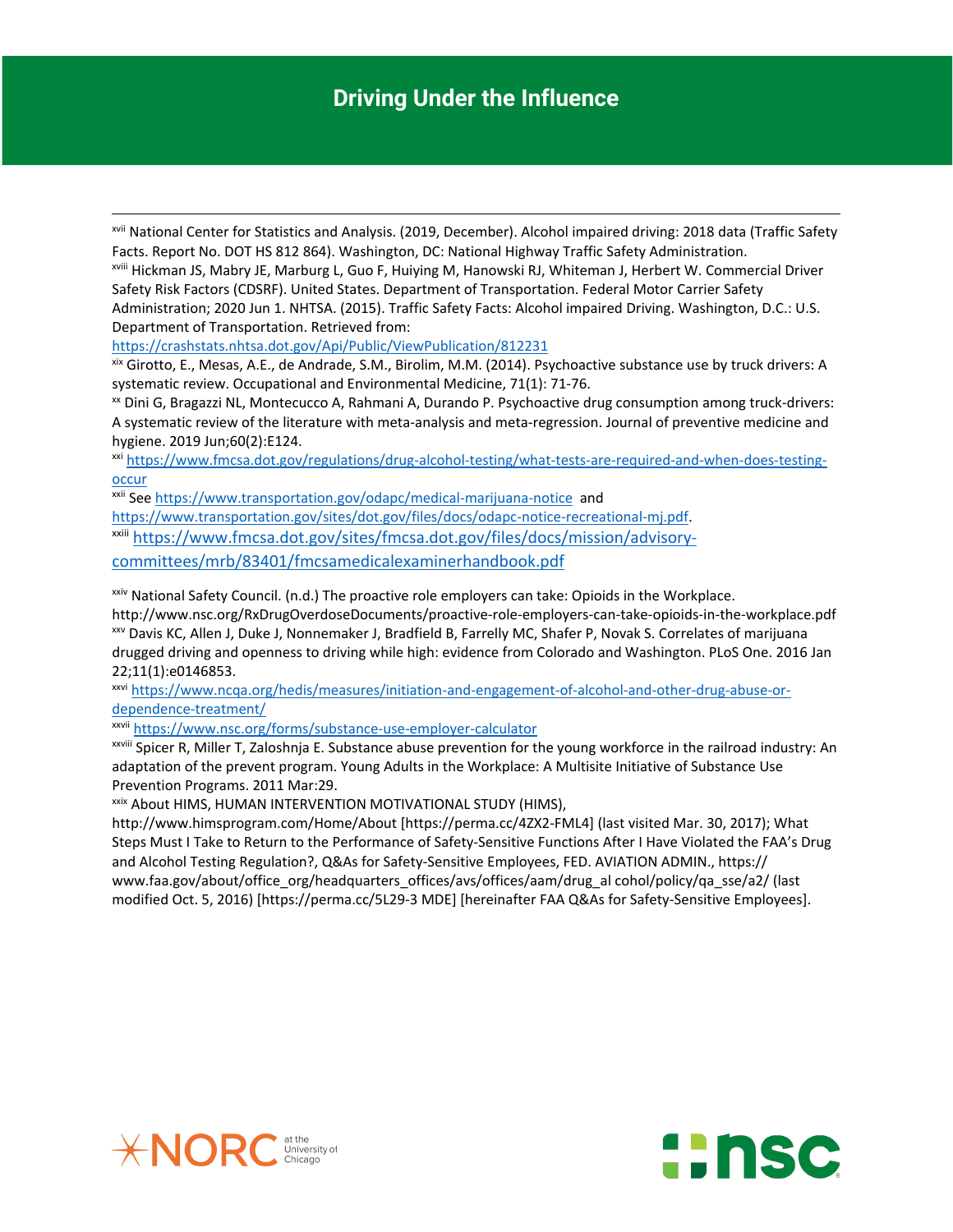# Driving Under the Influence

---

[xvii] National Center for Statistics and Analysis. (2019, December). Alcohol impaired driving: 2018 data (Traffic Safety Facts. Report No. DOT HS 812 864). Washington, DC: National Highway Traffic Safety Administration.

[xviii] Hickman JS, Mabry JE, Marburg L, Guo F, Huiying M, Hanowski RJ, Whiteman J, Herbert W. Commercial Driver Safety Risk Factors (CDSRF). United States. Department of Transportation. Federal Motor Carrier Safety Administration; 2020 Jun 1. NHTSA. (2015). Traffic Safety Facts: Alcohol impaired Driving. Washington, D.C.: U.S. Department of Transportation. Retrieved from: https://crashstats.nhtsa.dot.gov/Api/Public/ViewPublication/812231

[xix] Girotto, E., Mesas, A.E., de Andrade, S.M., Birolim, M.M. (2014). Psychoactive substance use by truck drivers: A systematic review. Occupational and Environmental Medicine, 71(1): 71-76.

[xx] Dini G, Bragazzi NL, Montecucco A, Rahmani A, Durando P. Psychoactive drug consumption among truck-drivers: A systematic review of the literature with meta-analysis and meta-regression. Journal of preventive medicine and hygiene. 2019 Jun;60(2):E124.

[xxi] https://www.fmcsa.dot.gov/regulations/drug-alcohol-testing/what-tests-are-required-and-when-does-testing-occur

[xxii] See https://www.transportation.gov/odapc/medical-marijuana-notice and https://www.transportation.gov/sites/dot.gov/files/docs/odapc-notice-recreational-mj.pdf.

[xxiii] https://www.fmcsa.dot.gov/sites/fmcsa.dot.gov/files/docs/mission/advisory-committees/mrb/83401/fmcsamedicalexaminerhandbook.pdf

[xxiv] National Safety Council. (n.d.) The proactive role employers can take: Opioids in the Workplace. http://www.nsc.org/RxDrugOverdoseDocuments/proactive-role-employers-can-take-opioids-in-the-workplace.pdf

[xxv] Davis KC, Allen J, Duke J, Nonnemaker J, Bradfield B, Farrelly MC, Shafer P, Novak S. Correlates of marijuana drugged driving and openness to driving while high: evidence from Colorado and Washington. PLoS One. 2016 Jan 22;11(1):e0146853.

[xxvi] https://www.ncqa.org/hedis/measures/initiation-and-engagement-of-alcohol-and-other-drug-abuse-or-dependence-treatment/

[xxvii] https://www.nsc.org/forms/substance-use-employer-calculator

[xxviii] Spicer R, Miller T, Zaloshnja E. Substance abuse prevention for the young workforce in the railroad industry: An adaptation of the prevent program. Young Adults in the Workplace: A Multisite Initiative of Substance Use Prevention Programs. 2011 Mar:29.

[xxix] About HIMS, HUMAN INTERVENTION MOTIVATIONAL STUDY (HIMS), http://www.himsprogram.com/Home/About [https://perma.cc/4ZX2-FML4] (last visited Mar. 30, 2017); What Steps Must I Take to Return to the Performance of Safety-Sensitive Functions After I Have Violated the FAA's Drug and Alcohol Testing Regulation?, Q&As for Safety-Sensitive Employees, FED. AVIATION ADMIN., https:// www.faa.gov/about/office_org/headquarters_offices/avs/offices/aam/drug_al cohol/policy/qa_sse/a2/ (last modified Oct. 5, 2016) [https://perma.cc/5L29-3 MDE] [hereinafter FAA Q&As for Safety-Sensitive Employees].